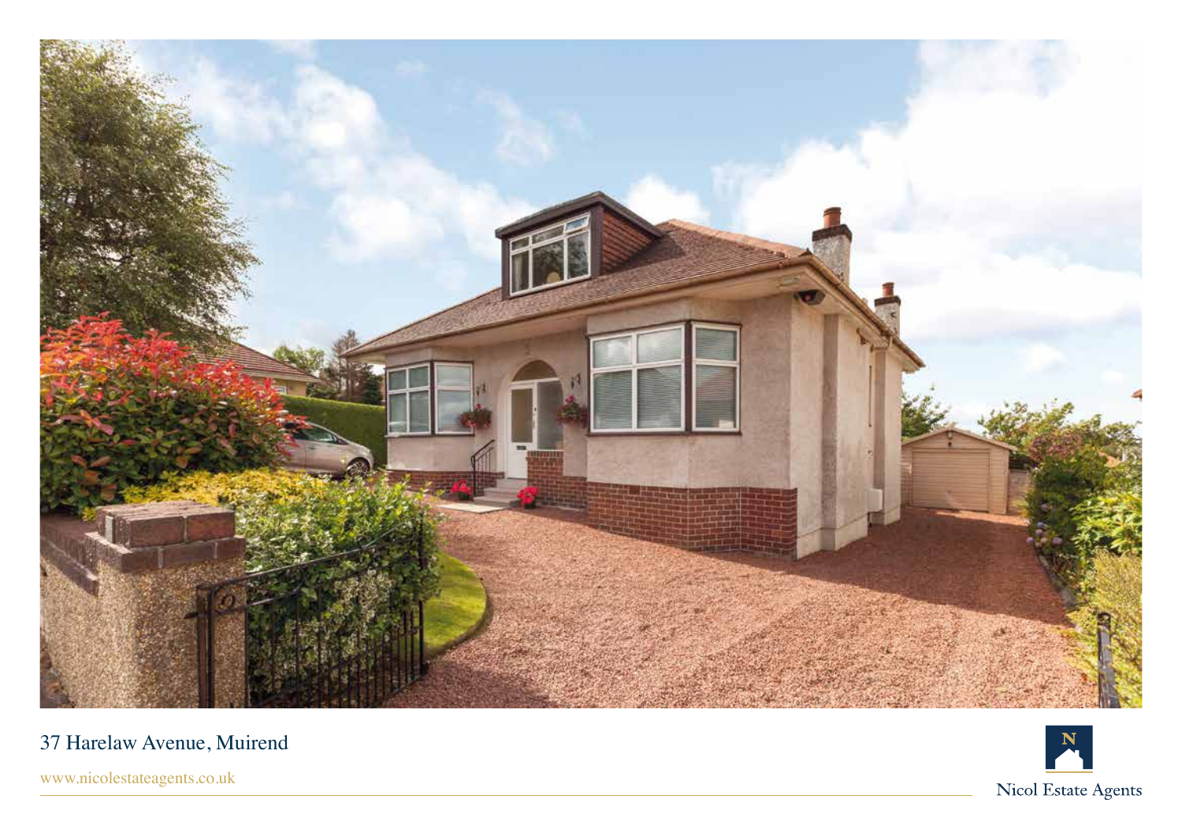37 Harelaw Avenue, Muirend

www.nicolestateagents.co.uk

Nicol Estate Agents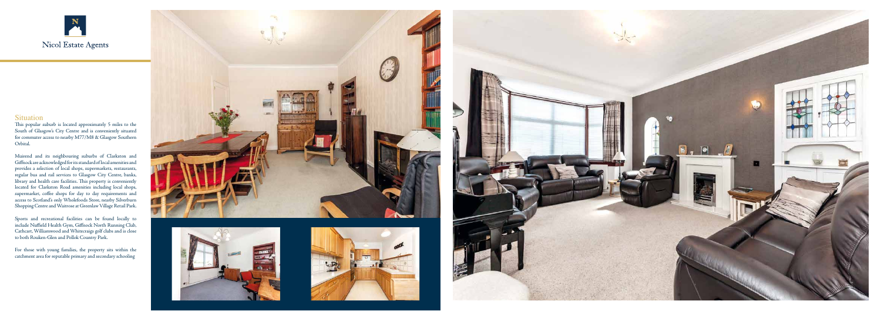Nicol Estate Agents

## Situation

This popular suburb is located approximately 5 miles to the South of Glasgow's City Centre and is conveniently situated for commuter access to nearby M77/M8 & Glasgow Southern Orbital.

Muirend and its neighbouring suburbs of Clarkston and Giffnock are acknowledged for its standard of local amenities and provides a selection of local shops, supermarkets, restaurants, regular bus and rail services to Glasgow City Centre, banks, library and health care facilities. This property is conveniently located for Clarkston Road amenities including local shops, supermarket, coffee shops for day to day requirements and access to Scotland's only Wholefoods Store, nearby Silverburn Shopping Centre and Waitrose at Greenlaw Village Retail Park.

Sports and recreational facilities can be found locally to include Nuffield Health Gym, Giffnock North Running Club, Cathcart, Williamwood and Whitecraigs golf clubs and is close to both Rouken-Glen and Pollok Country Park.

For those with young families, the property sits within the catchment area for reputable primary and secondary schooling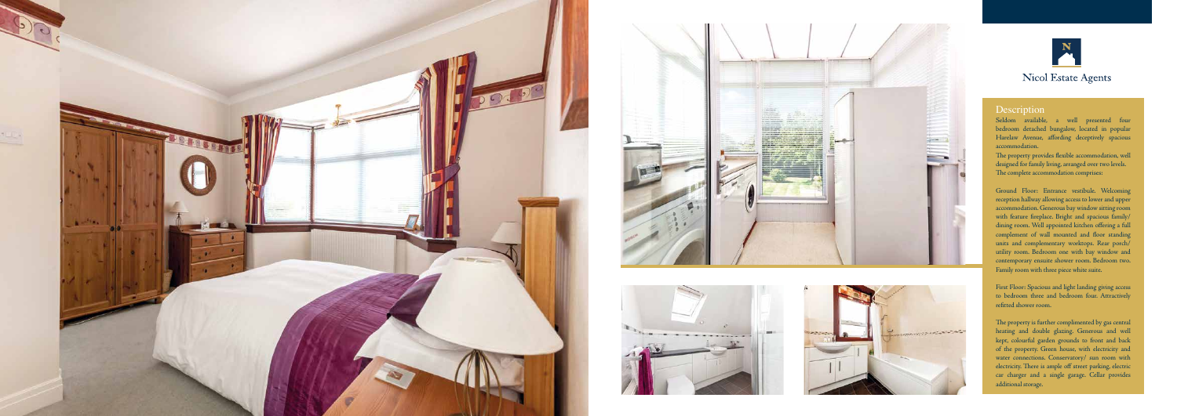Nicol Estate Agents

## Description

Seldom available, a well presented four bedroom detached bungalow, located in popular Harelaw Avenue, affording deceptively spacious accommodation.

The property provides flexible accommodation, well designed for family living, arranged over two levels. The complete accommodation comprises:

Ground Floor: Entrance vestibule. Welcoming reception hallway allowing access to lower and upper accommodation. Generous bay window sitting room with feature fireplace. Bright and spacious family/ dining room. Well appointed kitchen offering a full complement of wall mounted and floor standing units and complementary worktops. Rear porch/ utility room. Bedroom one with bay window and contemporary ensuite shower room. Bedroom two. Family room with three piece white suite.

First Floor: Spacious and light landing giving access to bedroom three and bedroom four. Attractively refitted shower room.

The property is further complimented by gas central heating and double glazing. Generous and well kept, colourful garden grounds to front and back of the property. Green house, with electricity and water connections. Conservatory/ sun room with electricity. There is ample off street parking, electric car charger and a single garage. Cellar provides additional storage.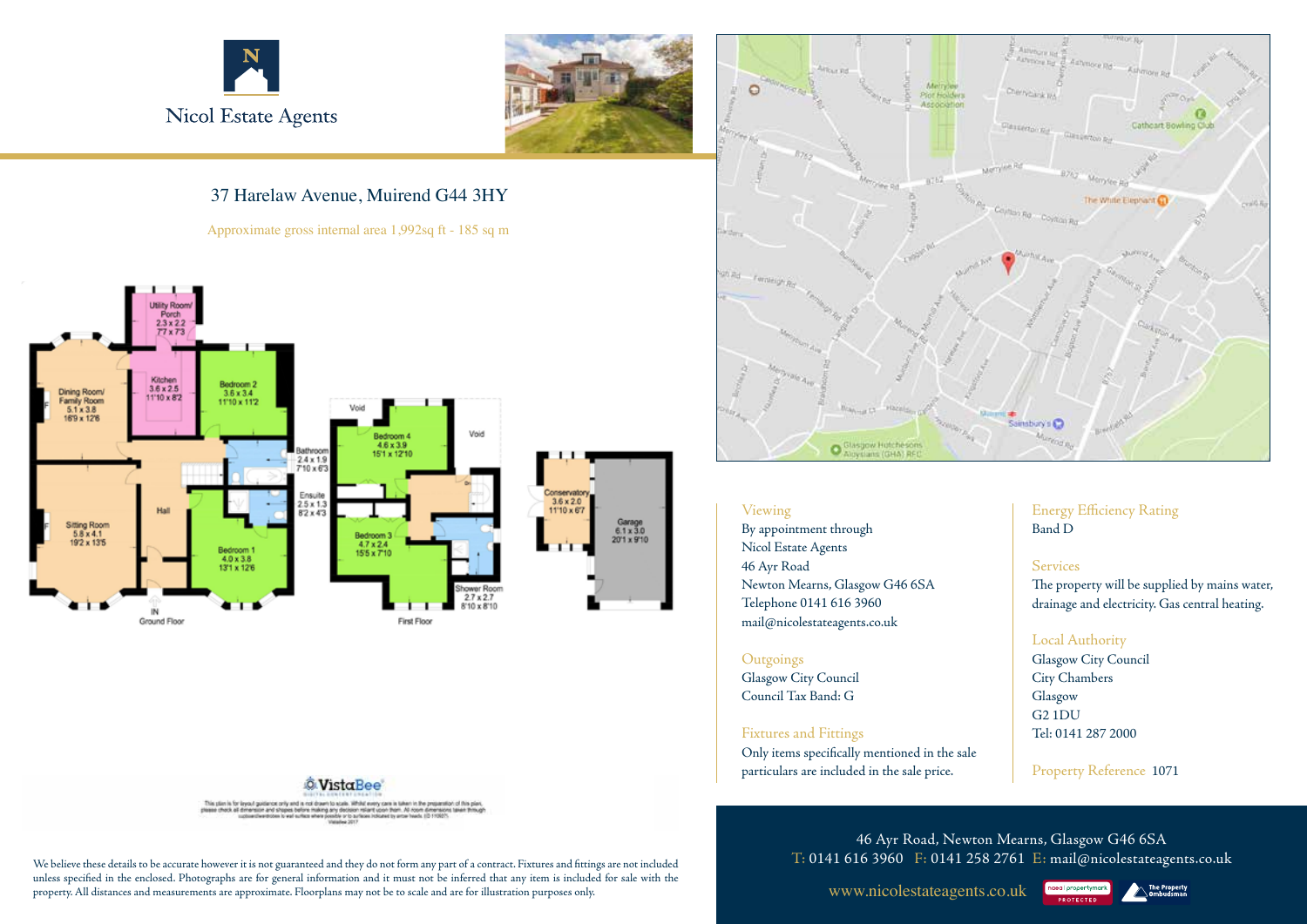Nicol Estate Agents

## 37 Harelaw Avenue, Muirend G44 3HY

Approximate gross internal area 1,992sq ft - 185 sq m

Utility Room/ Porch 2.3 x 2.2 7'7 x 7'3
Kitchen 3.6 x 2.5 11'10 x 8'2
Bedroom 2 3.6 x 3.4 11'10 x 11'2
Dining Room/ Family Room 5.1 x 3.8 16'9 x 12'6
Bathroom 2.4 x 1.9 7'10 x 6'3
Ensuite 2.5 x 1.3 8'2 x 4'3
Hall
Sitting Room 5.8 x 4.1 19'2 x 13'5
Bedroom 1 4.0 x 3.8 13'1 x 12'6
IN
Ground Floor

Void
Bedroom 4 4.6 x 3.9 15'1 x 12'10
Void
Bedroom 3 4.7 x 2.4 15'5 x 7'10
Shower Room 2.7 x 2.7 8'10 x 8'10
First Floor

Conservatory 3.6 x 2.0 11'10 x 6'7
Garage 6.1 x 3.0 20'1 x 9'10

VistaBee

This plan is for layout guidance only and is not drawn to scale. Whilst every care is taken in the preparation of this plan, please check all dimension and shapes before making any decision reliant upon them. All room dimensions taken through cupboards/wardrobes to wall surface where possible or to surfaces indicated by arrow heads. (ID 110927) Vistabee 2017

We believe these details to be accurate however it is not guaranteed and they do not form any part of a contract. Fixtures and fittings are not included unless specified in the enclosed. Photographs are for general information and it must not be inferred that any item is included for sale with the property. All distances and measurements are approximate. Floorplans may not be to scale and are for illustration purposes only.

### Viewing
By appointment through
Nicol Estate Agents
46 Ayr Road
Newton Mearns, Glasgow G46 6SA
Telephone 0141 616 3960
mail@nicolestateagents.co.uk

### Outgoings
Glasgow City Council
Council Tax Band: G

### Fixtures and Fittings
Only items specifically mentioned in the sale particulars are included in the sale price.

### Energy Efficiency Rating
Band D

### Services
The property will be supplied by mains water, drainage and electricity. Gas central heating.

### Local Authority
Glasgow City Council
City Chambers
Glasgow
G2 1DU
Tel: 0141 287 2000

**Property Reference** 1071

46 Ayr Road, Newton Mearns, Glasgow G46 6SA
T: 0141 616 3960 F: 0141 258 2761 E: mail@nicolestateagents.co.uk

www.nicolestateagents.co.uk